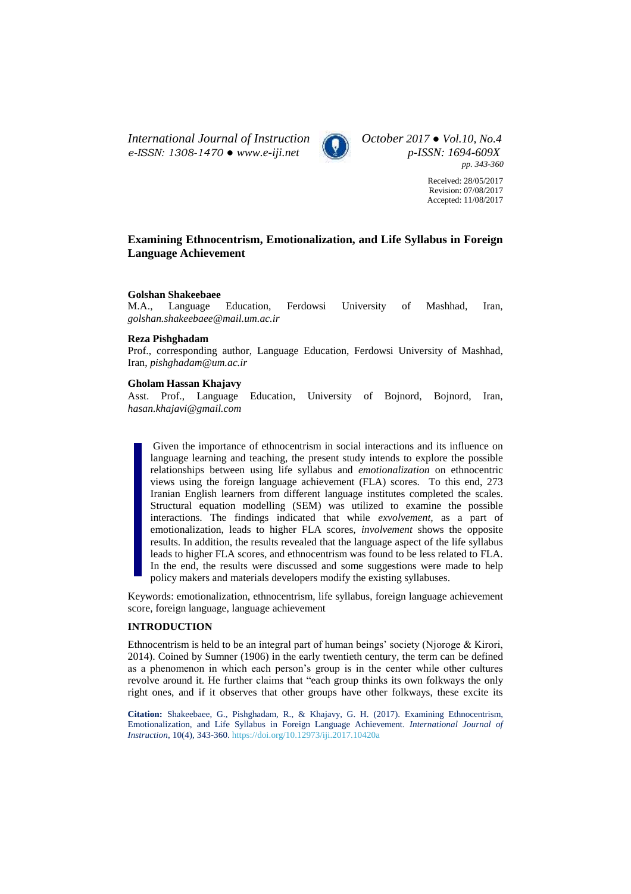Received: 28/05/2017
Revision: 07/08/2017
Accepted: 11/08/2017

# Examining Ethnocentrism, Emotionalization, and Life Syllabus in Foreign Language Achievement

**Golshan Shakeebaee**
M.A., Language Education, Ferdowsi University of Mashhad, Iran, *golshan.shakeebaee@mail.um.ac.ir*

**Reza Pishghadam**
Prof., corresponding author, Language Education, Ferdowsi University of Mashhad, Iran, *pishghadam@um.ac.ir*

**Gholam Hassan Khajavy**
Asst. Prof., Language Education, University of Bojnord, Bojnord, Iran, *hasan.khajavi@gmail.com*

Given the importance of ethnocentrism in social interactions and its influence on language learning and teaching, the present study intends to explore the possible relationships between using life syllabus and *emotionalization* on ethnocentric views using the foreign language achievement (FLA) scores. To this end, 273 Iranian English learners from different language institutes completed the scales. Structural equation modelling (SEM) was utilized to examine the possible interactions. The findings indicated that while *exvolvement,* as a part of emotionalization, leads to higher FLA scores, *involvement* shows the opposite results. In addition, the results revealed that the language aspect of the life syllabus leads to higher FLA scores, and ethnocentrism was found to be less related to FLA. In the end, the results were discussed and some suggestions were made to help policy makers and materials developers modify the existing syllabuses.

Keywords: emotionalization, ethnocentrism, life syllabus, foreign language achievement score, foreign language, language achievement

## INTRODUCTION

Ethnocentrism is held to be an integral part of human beings' society (Njoroge & Kirori, 2014). Coined by Sumner (1906) in the early twentieth century, the term can be defined as a phenomenon in which each person's group is in the center while other cultures revolve around it. He further claims that "each group thinks its own folkways the only right ones, and if it observes that other groups have other folkways, these excite its

**Citation:** Shakeebaee, G., Pishghadam, R., & Khajavy, G. H. (2017). Examining Ethnocentrism, Emotionalization, and Life Syllabus in Foreign Language Achievement. *International Journal of Instruction*, 10(4), 343-360. https://doi.org/10.12973/iji.2017.10420a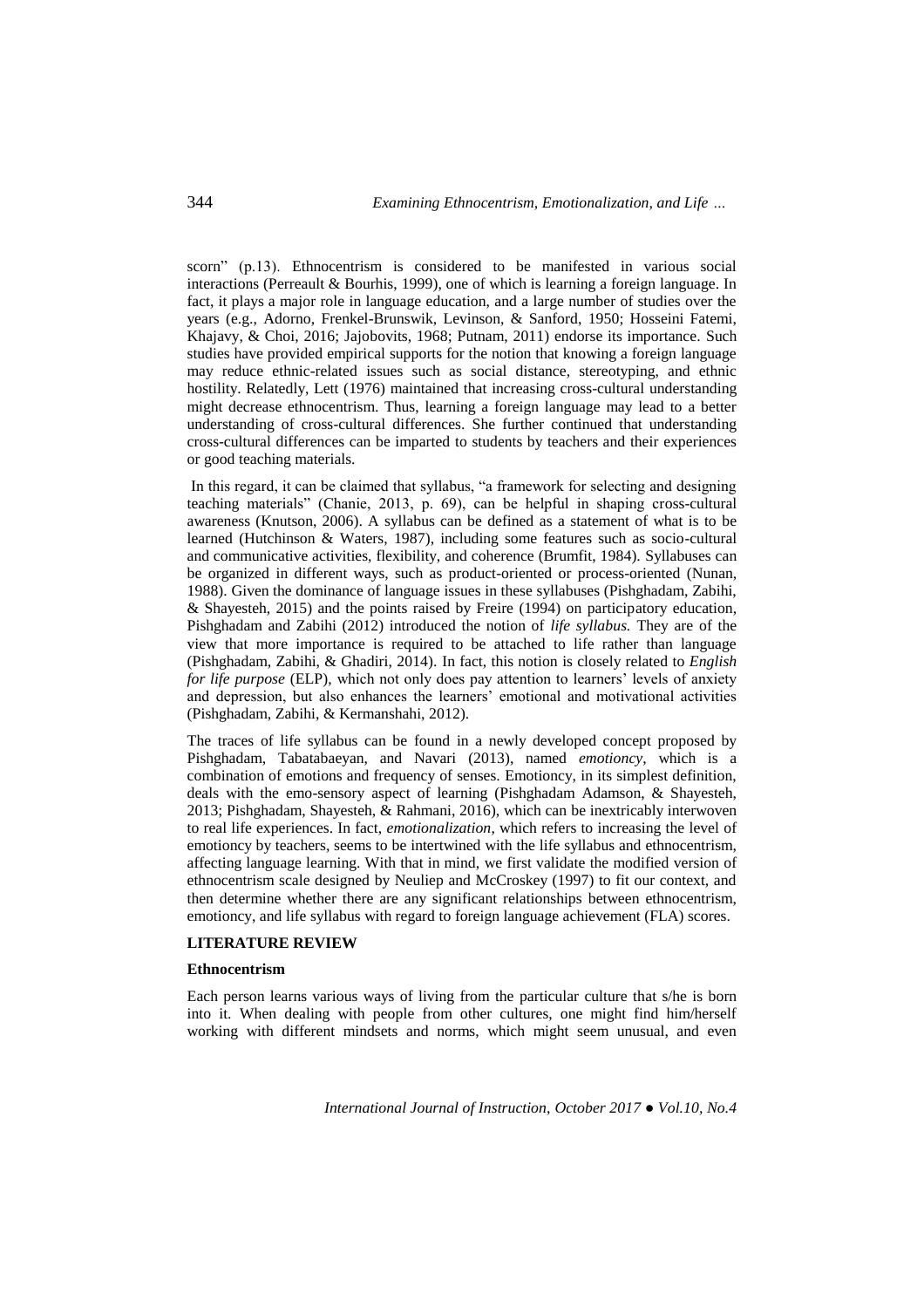scorn" (p.13). Ethnocentrism is considered to be manifested in various social interactions (Perreault & Bourhis, 1999), one of which is learning a foreign language. In fact, it plays a major role in language education, and a large number of studies over the years (e.g., Adorno, Frenkel-Brunswik, Levinson, & Sanford, 1950; Hosseini Fatemi, Khajavy, & Choi, 2016; Jajobovits, 1968; Putnam, 2011) endorse its importance. Such studies have provided empirical supports for the notion that knowing a foreign language may reduce ethnic-related issues such as social distance, stereotyping, and ethnic hostility. Relatedly, Lett (1976) maintained that increasing cross-cultural understanding might decrease ethnocentrism. Thus, learning a foreign language may lead to a better understanding of cross-cultural differences. She further continued that understanding cross-cultural differences can be imparted to students by teachers and their experiences or good teaching materials.

In this regard, it can be claimed that syllabus, "a framework for selecting and designing teaching materials" (Chanie, 2013, p. 69), can be helpful in shaping cross-cultural awareness (Knutson, 2006). A syllabus can be defined as a statement of what is to be learned (Hutchinson & Waters, 1987), including some features such as socio-cultural and communicative activities, flexibility, and coherence (Brumfit, 1984). Syllabuses can be organized in different ways, such as product-oriented or process-oriented (Nunan, 1988). Given the dominance of language issues in these syllabuses (Pishghadam, Zabihi, & Shayesteh, 2015) and the points raised by Freire (1994) on participatory education, Pishghadam and Zabihi (2012) introduced the notion of *life syllabus.* They are of the view that more importance is required to be attached to life rather than language (Pishghadam, Zabihi, & Ghadiri, 2014). In fact, this notion is closely related to *English for life purpose* (ELP), which not only does pay attention to learners' levels of anxiety and depression, but also enhances the learners' emotional and motivational activities (Pishghadam, Zabihi, & Kermanshahi, 2012).

The traces of life syllabus can be found in a newly developed concept proposed by Pishghadam, Tabatabaeyan, and Navari (2013), named *emotioncy*, which is a combination of emotions and frequency of senses. Emotioncy, in its simplest definition, deals with the emo-sensory aspect of learning (Pishghadam Adamson, & Shayesteh, 2013; Pishghadam, Shayesteh, & Rahmani, 2016), which can be inextricably interwoven to real life experiences. In fact, *emotionalization*, which refers to increasing the level of emotioncy by teachers, seems to be intertwined with the life syllabus and ethnocentrism, affecting language learning. With that in mind, we first validate the modified version of ethnocentrism scale designed by Neuliep and McCroskey (1997) to fit our context, and then determine whether there are any significant relationships between ethnocentrism, emotioncy, and life syllabus with regard to foreign language achievement (FLA) scores.

## LITERATURE REVIEW

### Ethnocentrism

Each person learns various ways of living from the particular culture that s/he is born into it. When dealing with people from other cultures, one might find him/herself working with different mindsets and norms, which might seem unusual, and even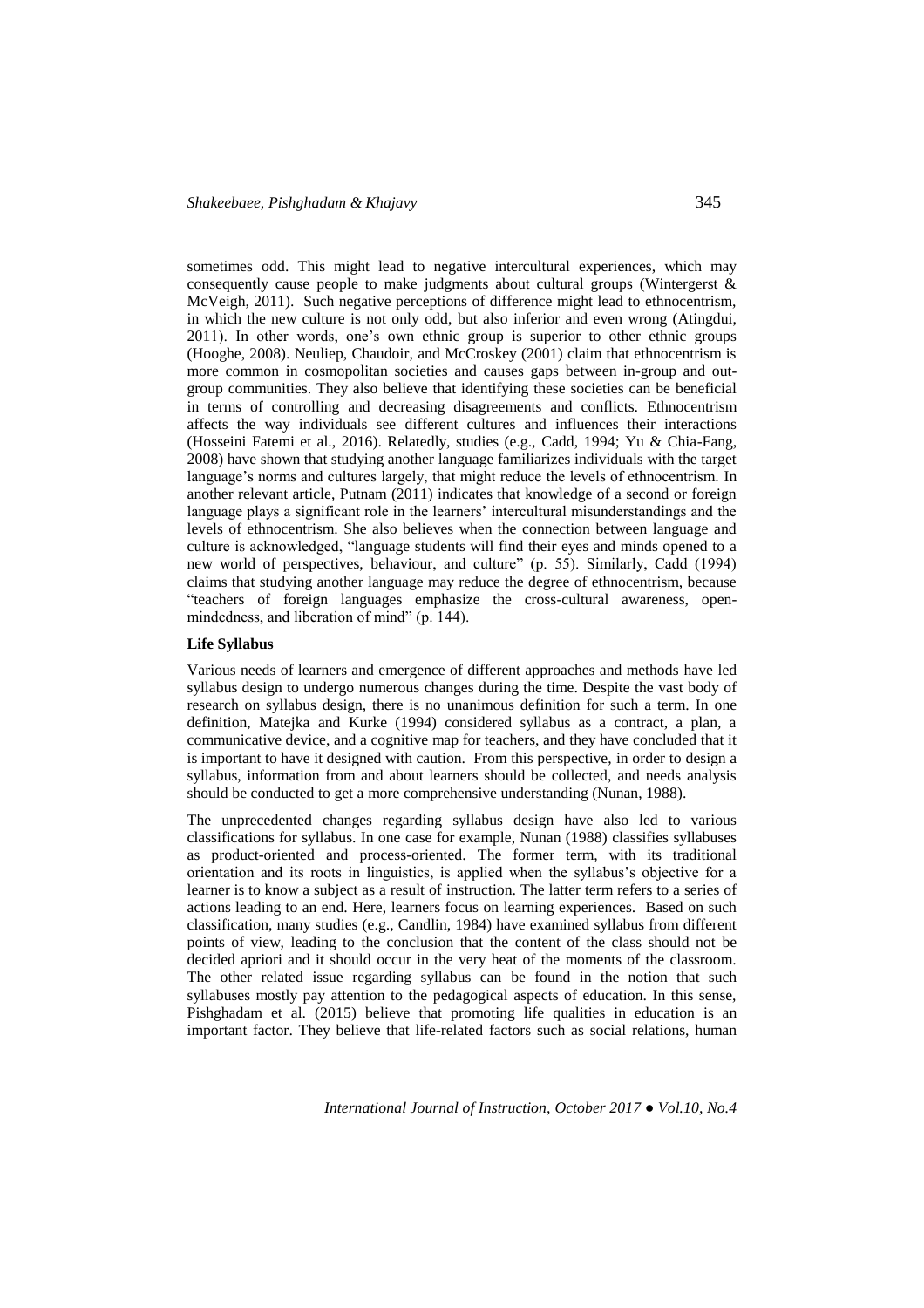sometimes odd. This might lead to negative intercultural experiences, which may consequently cause people to make judgments about cultural groups (Wintergerst & McVeigh, 2011). Such negative perceptions of difference might lead to ethnocentrism, in which the new culture is not only odd, but also inferior and even wrong (Atingdui, 2011). In other words, one's own ethnic group is superior to other ethnic groups (Hooghe, 2008). Neuliep, Chaudoir, and McCroskey (2001) claim that ethnocentrism is more common in cosmopolitan societies and causes gaps between in-group and out-group communities. They also believe that identifying these societies can be beneficial in terms of controlling and decreasing disagreements and conflicts. Ethnocentrism affects the way individuals see different cultures and influences their interactions (Hosseini Fatemi et al., 2016). Relatedly, studies (e.g., Cadd, 1994; Yu & Chia-Fang, 2008) have shown that studying another language familiarizes individuals with the target language's norms and cultures largely, that might reduce the levels of ethnocentrism. In another relevant article, Putnam (2011) indicates that knowledge of a second or foreign language plays a significant role in the learners' intercultural misunderstandings and the levels of ethnocentrism. She also believes when the connection between language and culture is acknowledged, "language students will find their eyes and minds opened to a new world of perspectives, behaviour, and culture" (p. 55). Similarly, Cadd (1994) claims that studying another language may reduce the degree of ethnocentrism, because "teachers of foreign languages emphasize the cross-cultural awareness, open-mindedness, and liberation of mind" (p. 144).

### Life Syllabus

Various needs of learners and emergence of different approaches and methods have led syllabus design to undergo numerous changes during the time. Despite the vast body of research on syllabus design, there is no unanimous definition for such a term. In one definition, Matejka and Kurke (1994) considered syllabus as a contract, a plan, a communicative device, and a cognitive map for teachers, and they have concluded that it is important to have it designed with caution. From this perspective, in order to design a syllabus, information from and about learners should be collected, and needs analysis should be conducted to get a more comprehensive understanding (Nunan, 1988).

The unprecedented changes regarding syllabus design have also led to various classifications for syllabus. In one case for example, Nunan (1988) classifies syllabuses as product-oriented and process-oriented. The former term, with its traditional orientation and its roots in linguistics, is applied when the syllabus's objective for a learner is to know a subject as a result of instruction. The latter term refers to a series of actions leading to an end. Here, learners focus on learning experiences. Based on such classification, many studies (e.g., Candlin, 1984) have examined syllabus from different points of view, leading to the conclusion that the content of the class should not be decided apriori and it should occur in the very heat of the moments of the classroom. The other related issue regarding syllabus can be found in the notion that such syllabuses mostly pay attention to the pedagogical aspects of education. In this sense, Pishghadam et al. (2015) believe that promoting life qualities in education is an important factor. They believe that life-related factors such as social relations, human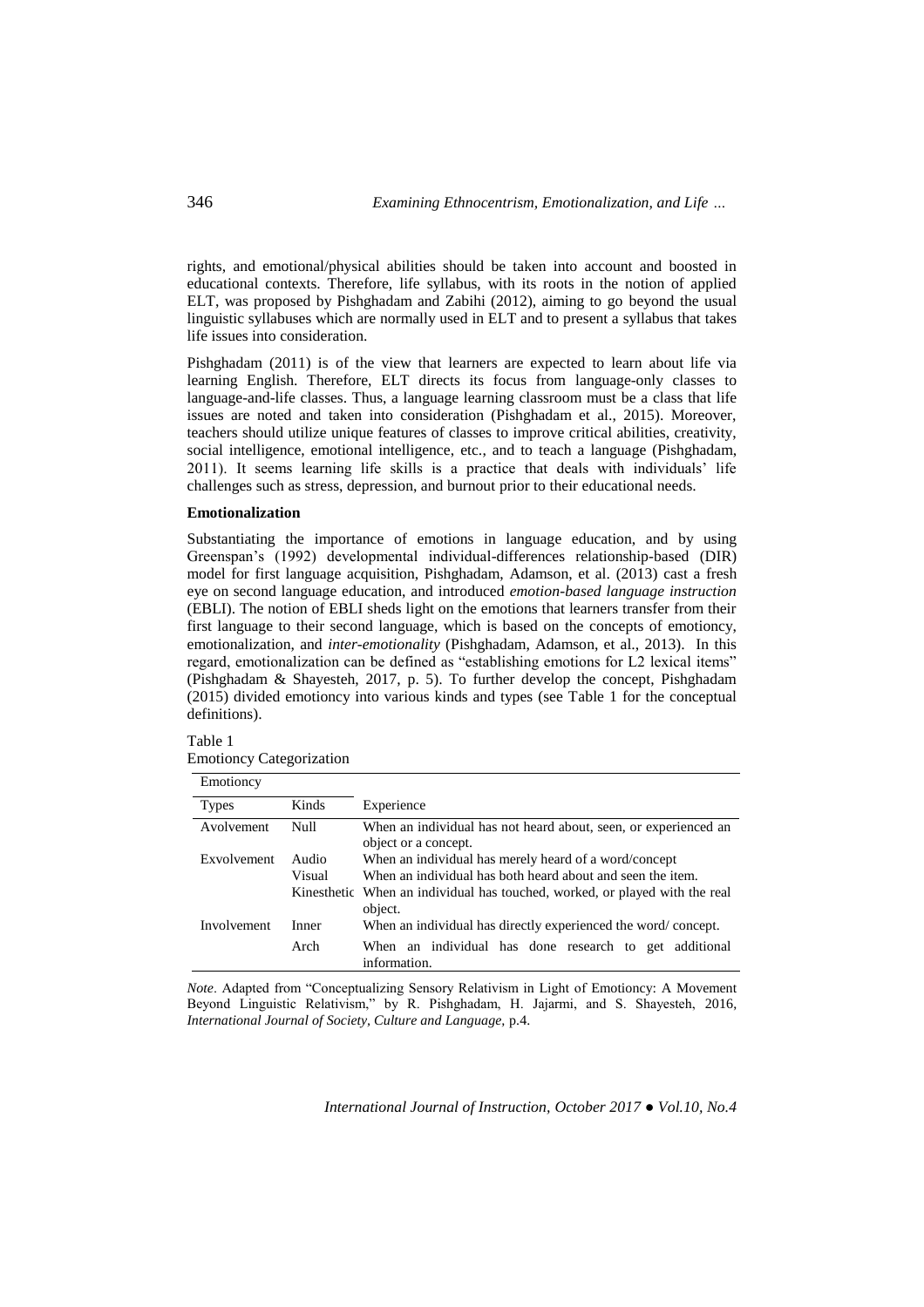rights, and emotional/physical abilities should be taken into account and boosted in educational contexts. Therefore, life syllabus, with its roots in the notion of applied ELT, was proposed by Pishghadam and Zabihi (2012), aiming to go beyond the usual linguistic syllabuses which are normally used in ELT and to present a syllabus that takes life issues into consideration.

Pishghadam (2011) is of the view that learners are expected to learn about life via learning English. Therefore, ELT directs its focus from language-only classes to language-and-life classes. Thus, a language learning classroom must be a class that life issues are noted and taken into consideration (Pishghadam et al., 2015). Moreover, teachers should utilize unique features of classes to improve critical abilities, creativity, social intelligence, emotional intelligence, etc., and to teach a language (Pishghadam, 2011). It seems learning life skills is a practice that deals with individuals' life challenges such as stress, depression, and burnout prior to their educational needs.

**Emotionalization**

Substantiating the importance of emotions in language education, and by using Greenspan's (1992) developmental individual-differences relationship-based (DIR) model for first language acquisition, Pishghadam, Adamson, et al. (2013) cast a fresh eye on second language education, and introduced *emotion-based language instruction* (EBLI). The notion of EBLI sheds light on the emotions that learners transfer from their first language to their second language, which is based on the concepts of emotioncy, emotionalization, and *inter-emotionality* (Pishghadam, Adamson, et al., 2013). In this regard, emotionalization can be defined as "establishing emotions for L2 lexical items" (Pishghadam & Shayesteh, 2017, p. 5). To further develop the concept, Pishghadam (2015) divided emotioncy into various kinds and types (see Table 1 for the conceptual definitions).

Table 1
Emotioncy Categorization

| Emotioncy | | |
|---|---|---|
| Types | Kinds | Experience |
| Avolvement | Null | When an individual has not heard about, seen, or experienced an object or a concept. |
| Exvolvement | Audio | When an individual has merely heard of a word/concept |
| | Visual | When an individual has both heard about and seen the item. |
| | Kinesthetic | When an individual has touched, worked, or played with the real object. |
| Involvement | Inner | When an individual has directly experienced the word/ concept. |
| | Arch | When an individual has done research to get additional information. |

*Note*. Adapted from "Conceptualizing Sensory Relativism in Light of Emotioncy: A Movement Beyond Linguistic Relativism," by R. Pishghadam, H. Jajarmi, and S. Shayesteh, 2016, *International Journal of Society, Culture and Language*, p.4.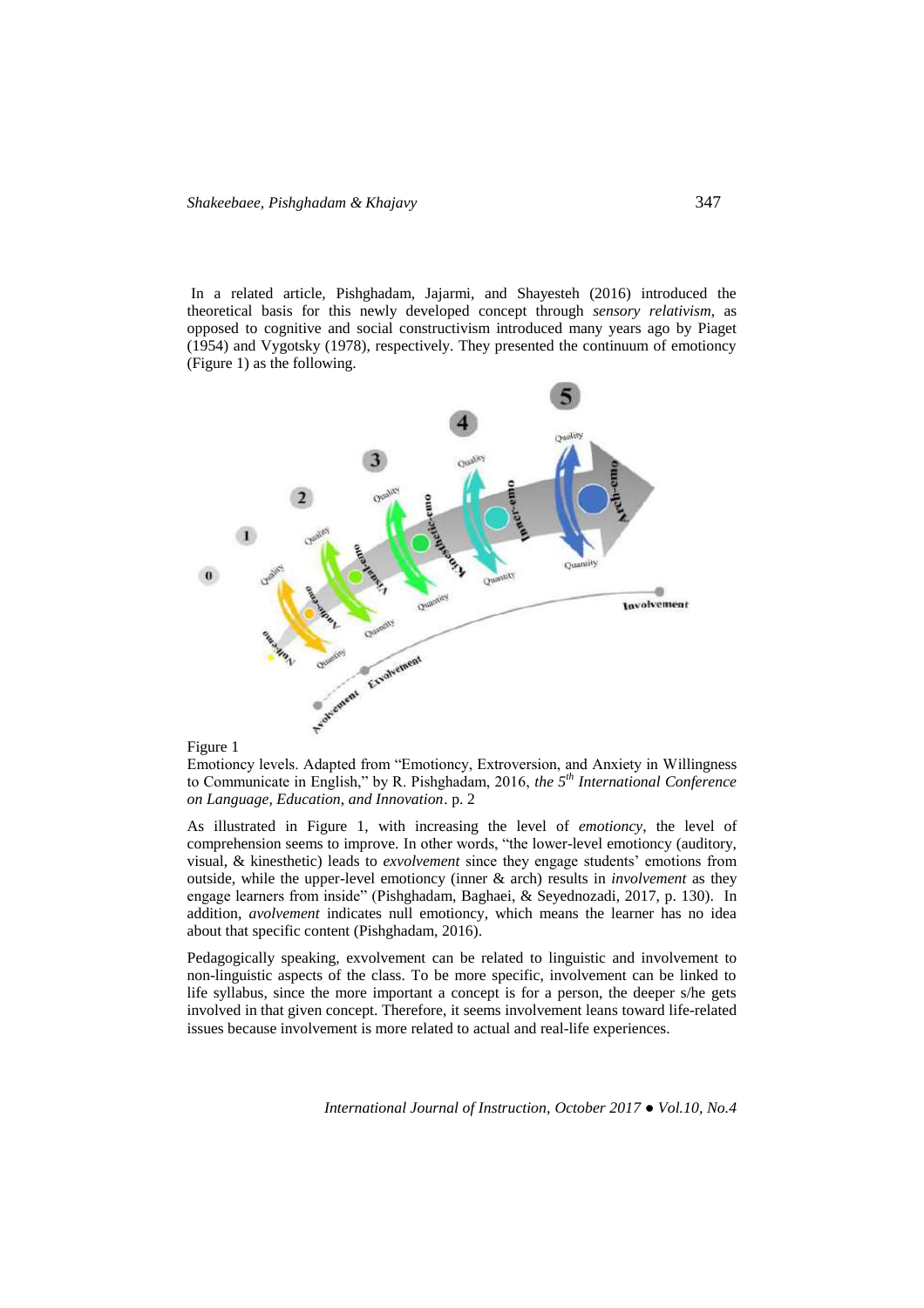In a related article, Pishghadam, Jajarmi, and Shayesteh (2016) introduced the theoretical basis for this newly developed concept through *sensory relativism*, as opposed to cognitive and social constructivism introduced many years ago by Piaget (1954) and Vygotsky (1978), respectively. They presented the continuum of emotioncy (Figure 1) as the following.

Figure 1
Emotioncy levels. Adapted from "Emotioncy, Extroversion, and Anxiety in Willingness to Communicate in English," by R. Pishghadam, 2016, *the 5th International Conference on Language, Education, and Innovation*. p. 2

As illustrated in Figure 1, with increasing the level of *emotioncy*, the level of comprehension seems to improve. In other words, "the lower-level emotioncy (auditory, visual, & kinesthetic) leads to *exvolvement* since they engage students' emotions from outside, while the upper-level emotioncy (inner & arch) results in *involvement* as they engage learners from inside" (Pishghadam, Baghaei, & Seyednozadi, 2017, p. 130). In addition, *avolvement* indicates null emotioncy, which means the learner has no idea about that specific content (Pishghadam, 2016).

Pedagogically speaking, exvolvement can be related to linguistic and involvement to non-linguistic aspects of the class. To be more specific, involvement can be linked to life syllabus, since the more important a concept is for a person, the deeper s/he gets involved in that given concept. Therefore, it seems involvement leans toward life-related issues because involvement is more related to actual and real-life experiences.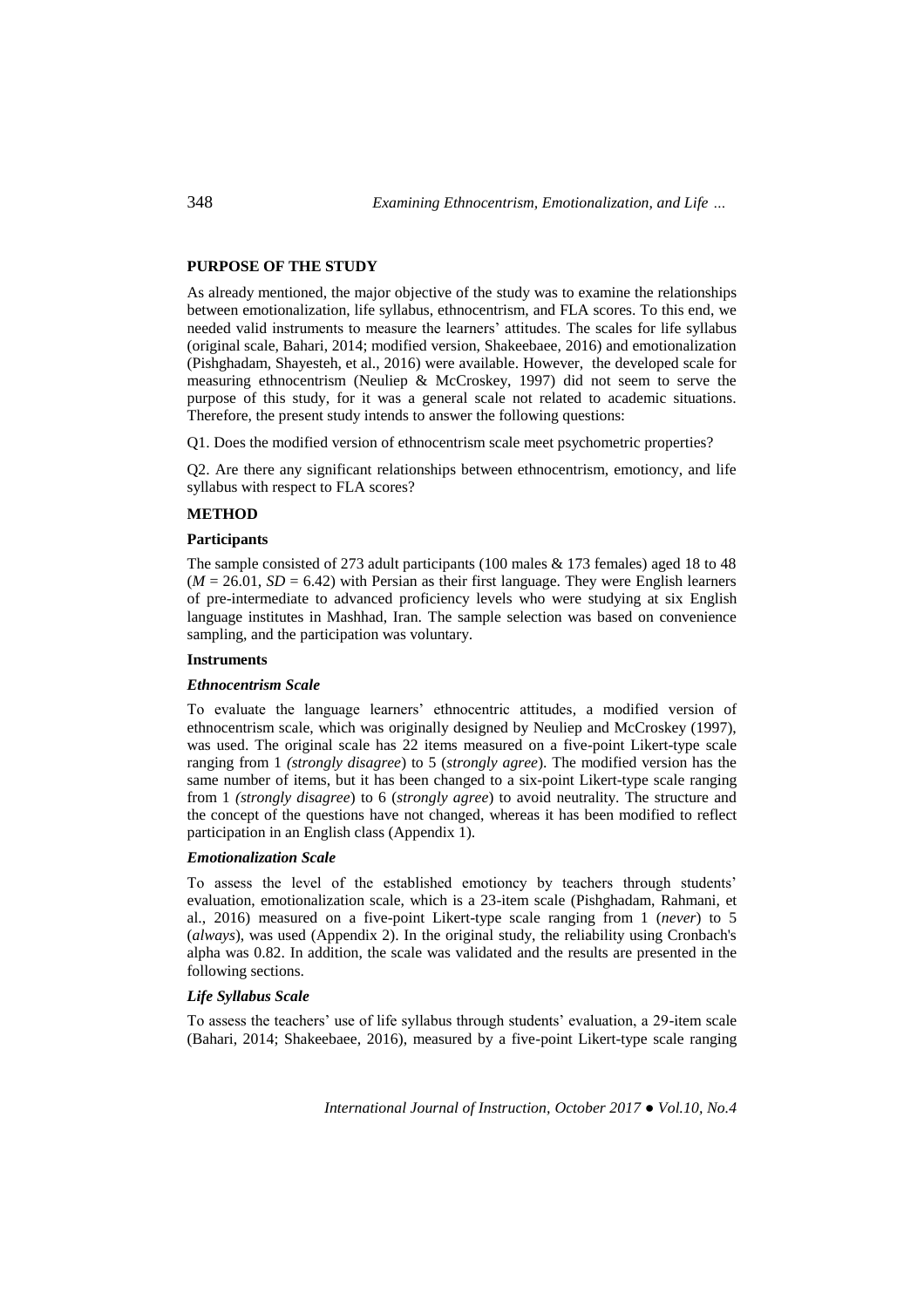## PURPOSE OF THE STUDY

As already mentioned, the major objective of the study was to examine the relationships between emotionalization, life syllabus, ethnocentrism, and FLA scores. To this end, we needed valid instruments to measure the learners' attitudes. The scales for life syllabus (original scale, Bahari, 2014; modified version, Shakeebaee, 2016) and emotionalization (Pishghadam, Shayesteh, et al., 2016) were available. However, the developed scale for measuring ethnocentrism (Neuliep & McCroskey, 1997) did not seem to serve the purpose of this study, for it was a general scale not related to academic situations. Therefore, the present study intends to answer the following questions:

Q1. Does the modified version of ethnocentrism scale meet psychometric properties?

Q2. Are there any significant relationships between ethnocentrism, emotioncy, and life syllabus with respect to FLA scores?

## METHOD

### Participants

The sample consisted of 273 adult participants (100 males & 173 females) aged 18 to 48 ($M$ = 26.01, $SD$ = 6.42) with Persian as their first language. They were English learners of pre-intermediate to advanced proficiency levels who were studying at six English language institutes in Mashhad, Iran. The sample selection was based on convenience sampling, and the participation was voluntary.

### Instruments

#### *Ethnocentrism Scale*

To evaluate the language learners' ethnocentric attitudes, a modified version of ethnocentrism scale, which was originally designed by Neuliep and McCroskey (1997), was used. The original scale has 22 items measured on a five-point Likert-type scale ranging from 1 *(strongly disagree*) to 5 (*strongly agree*). The modified version has the same number of items, but it has been changed to a six-point Likert-type scale ranging from 1 *(strongly disagree*) to 6 (*strongly agree*) to avoid neutrality. The structure and the concept of the questions have not changed, whereas it has been modified to reflect participation in an English class (Appendix 1).

#### *Emotionalization Scale*

To assess the level of the established emotioncy by teachers through students' evaluation, emotionalization scale, which is a 23-item scale (Pishghadam, Rahmani, et al., 2016) measured on a five-point Likert-type scale ranging from 1 (*never*) to 5 (*always*), was used (Appendix 2). In the original study, the reliability using Cronbach's alpha was 0.82. In addition, the scale was validated and the results are presented in the following sections.

#### *Life Syllabus Scale*

To assess the teachers' use of life syllabus through students' evaluation, a 29-item scale (Bahari, 2014; Shakeebaee, 2016), measured by a five-point Likert-type scale ranging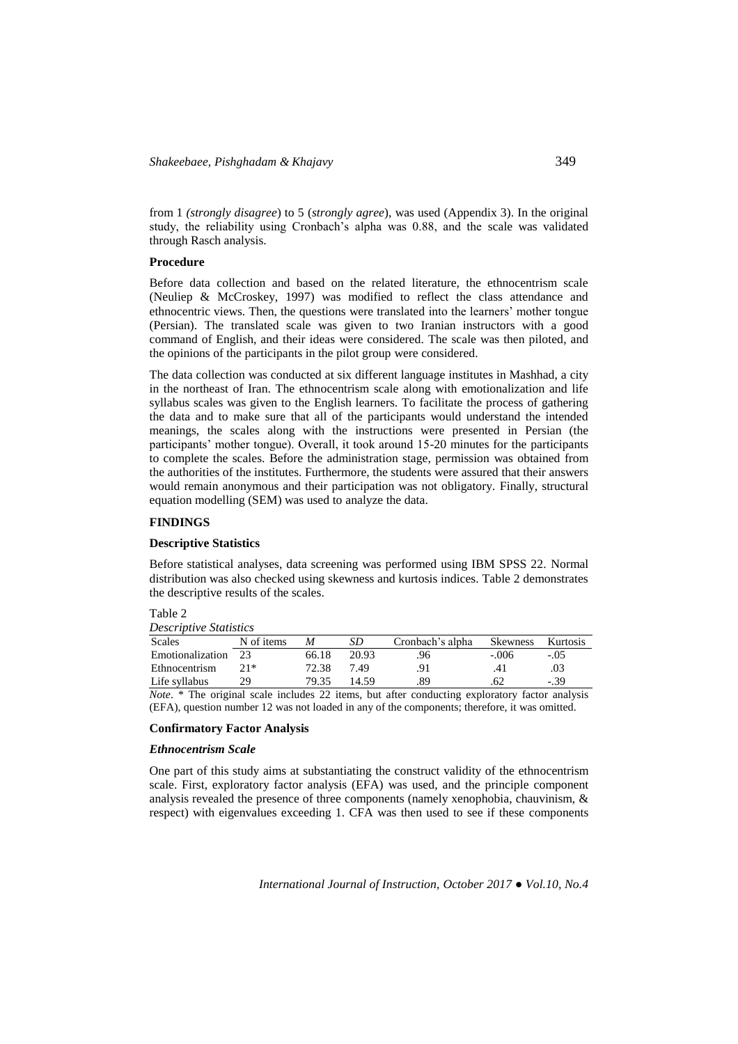from 1 *(strongly disagree*) to 5 (*strongly agree*), was used (Appendix 3). In the original study, the reliability using Cronbach's alpha was 0.88, and the scale was validated through Rasch analysis.

### Procedure

Before data collection and based on the related literature, the ethnocentrism scale (Neuliep & McCroskey, 1997) was modified to reflect the class attendance and ethnocentric views. Then, the questions were translated into the learners' mother tongue (Persian). The translated scale was given to two Iranian instructors with a good command of English, and their ideas were considered. The scale was then piloted, and the opinions of the participants in the pilot group were considered.

The data collection was conducted at six different language institutes in Mashhad, a city in the northeast of Iran. The ethnocentrism scale along with emotionalization and life syllabus scales was given to the English learners. To facilitate the process of gathering the data and to make sure that all of the participants would understand the intended meanings, the scales along with the instructions were presented in Persian (the participants' mother tongue). Overall, it took around 15-20 minutes for the participants to complete the scales. Before the administration stage, permission was obtained from the authorities of the institutes. Furthermore, the students were assured that their answers would remain anonymous and their participation was not obligatory. Finally, structural equation modelling (SEM) was used to analyze the data.

## FINDINGS

### Descriptive Statistics

Before statistical analyses, data screening was performed using IBM SPSS 22. Normal distribution was also checked using skewness and kurtosis indices. Table 2 demonstrates the descriptive results of the scales.

Table 2
*Descriptive Statistics*

| Scales | N of items | *M* | *SD* | Cronbach's alpha | Skewness | Kurtosis |
|---|---|---|---|---|---|---|
| Emotionalization | 23 | 66.18 | 20.93 | .96 | -.006 | -.05 |
| Ethnocentrism | 21* | 72.38 | 7.49 | .91 | .41 | .03 |
| Life syllabus | 29 | 79.35 | 14.59 | .89 | .62 | -.39 |

*Note*. * The original scale includes 22 items, but after conducting exploratory factor analysis (EFA), question number 12 was not loaded in any of the components; therefore, it was omitted.

### Confirmatory Factor Analysis

#### *Ethnocentrism Scale*

One part of this study aims at substantiating the construct validity of the ethnocentrism scale. First, exploratory factor analysis (EFA) was used, and the principle component analysis revealed the presence of three components (namely xenophobia, chauvinism, & respect) with eigenvalues exceeding 1. CFA was then used to see if these components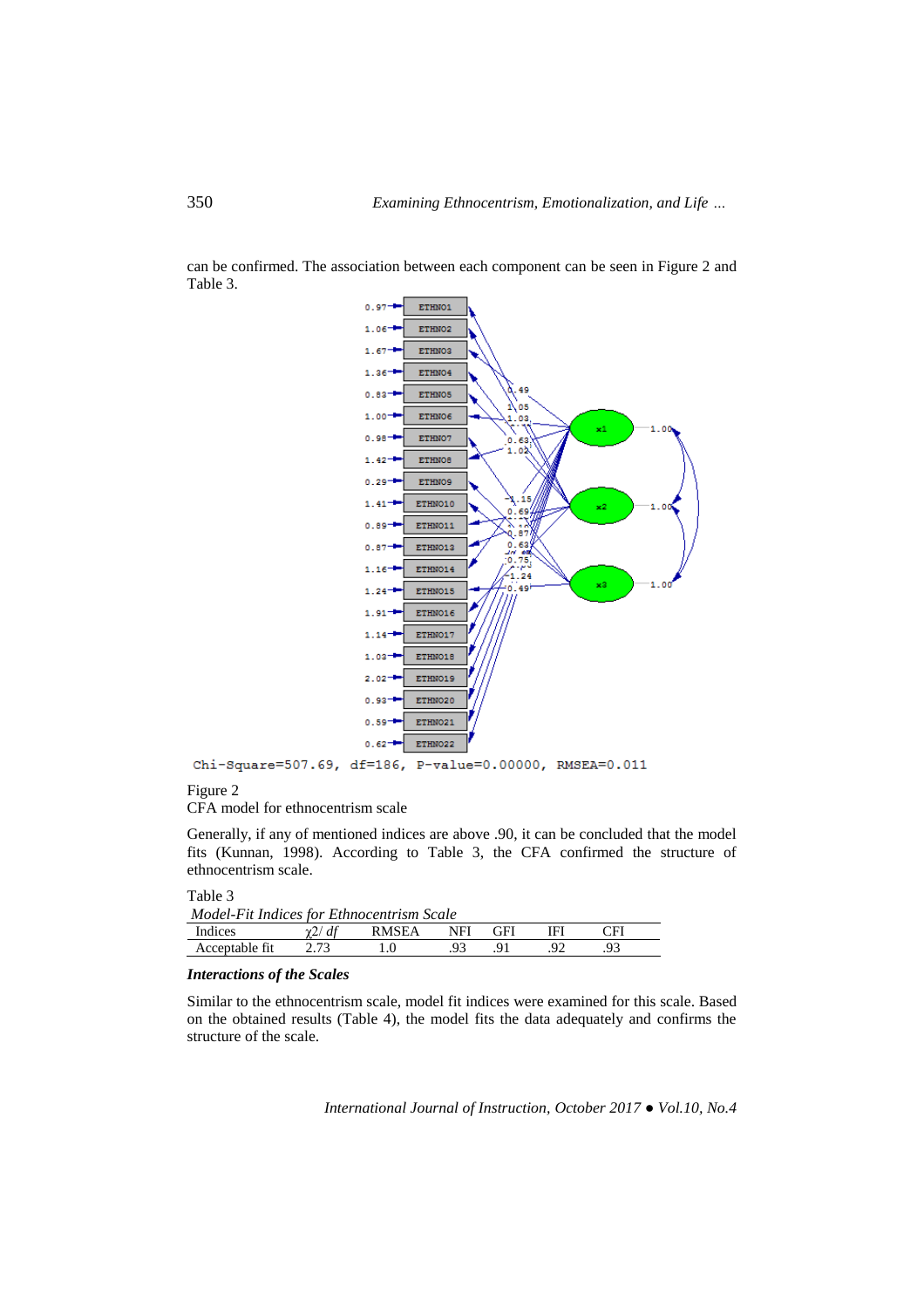can be confirmed. The association between each component can be seen in Figure 2 and Table 3.

Chi-Square=507.69, df=186, P-value=0.00000, RMSEA=0.011

Figure 2
CFA model for ethnocentrism scale

Generally, if any of mentioned indices are above .90, it can be concluded that the model fits (Kunnan, 1998). According to Table 3, the CFA confirmed the structure of ethnocentrism scale.

Table 3
*Model-Fit Indices for Ethnocentrism Scale*

| Indices | $\chi 2/ df$ | RMSEA | NFI | GFI | IFI | CFI |
|---|---|---|---|---|---|---|
| Acceptable fit | 2.73 | 1.0 | .93 | .91 | .92 | .93 |

***Interactions of the Scales***

Similar to the ethnocentrism scale, model fit indices were examined for this scale. Based on the obtained results (Table 4), the model fits the data adequately and confirms the structure of the scale.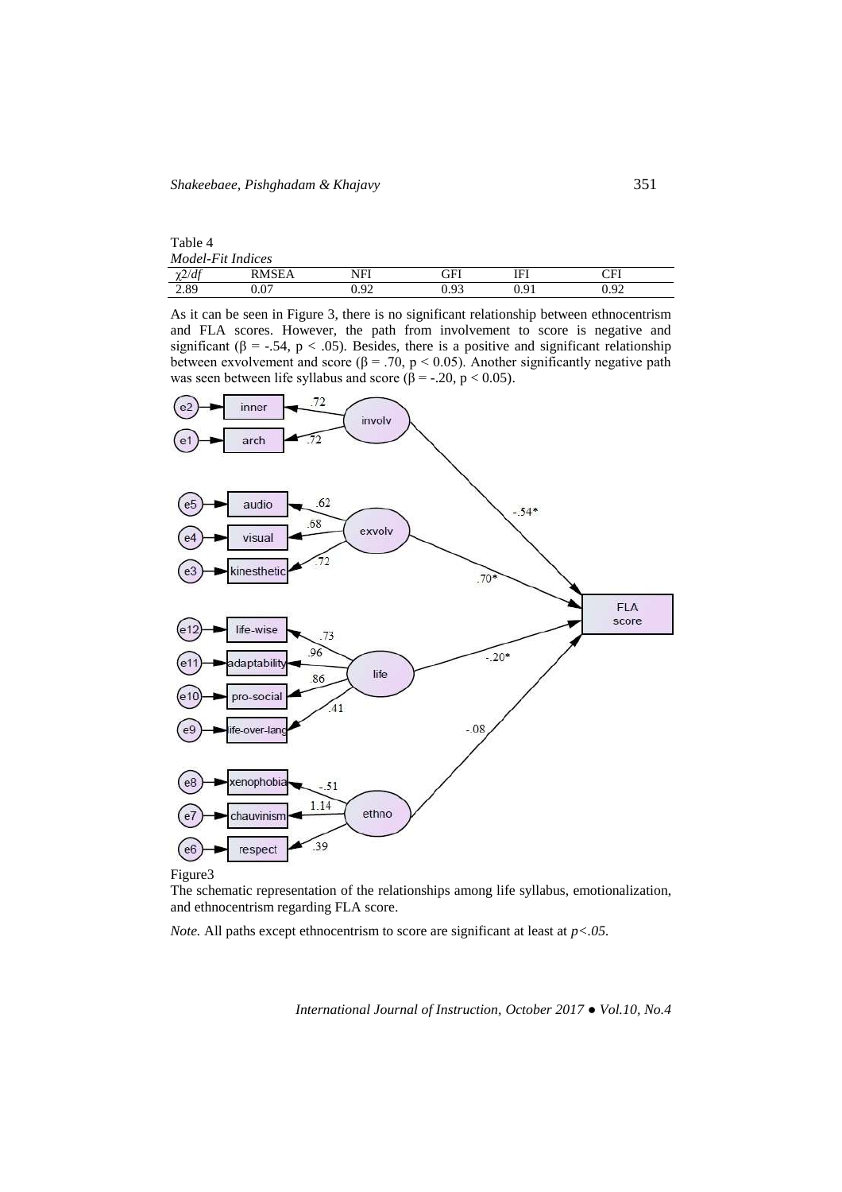Table 4

*Model-Fit Indices*

| $\chi2/df$ | RMSEA | NFI | GFI | IFI | CFI |
|---|---|---|---|---|---|
| 2.89 | 0.07 | 0.92 | 0.93 | 0.91 | 0.92 |

As it can be seen in Figure 3, there is no significant relationship between ethnocentrism and FLA scores. However, the path from involvement to score is negative and significant ($\beta = -.54$, $p < .05$). Besides, there is a positive and significant relationship between exvolvement and score ($\beta = .70$, $p < 0.05$). Another significantly negative path was seen between life syllabus and score ($\beta = -.20$, $p < 0.05$).

Figure3

The schematic representation of the relationships among life syllabus, emotionalization, and ethnocentrism regarding FLA score.

*Note.* All paths except ethnocentrism to score are significant at least at $p<.05$.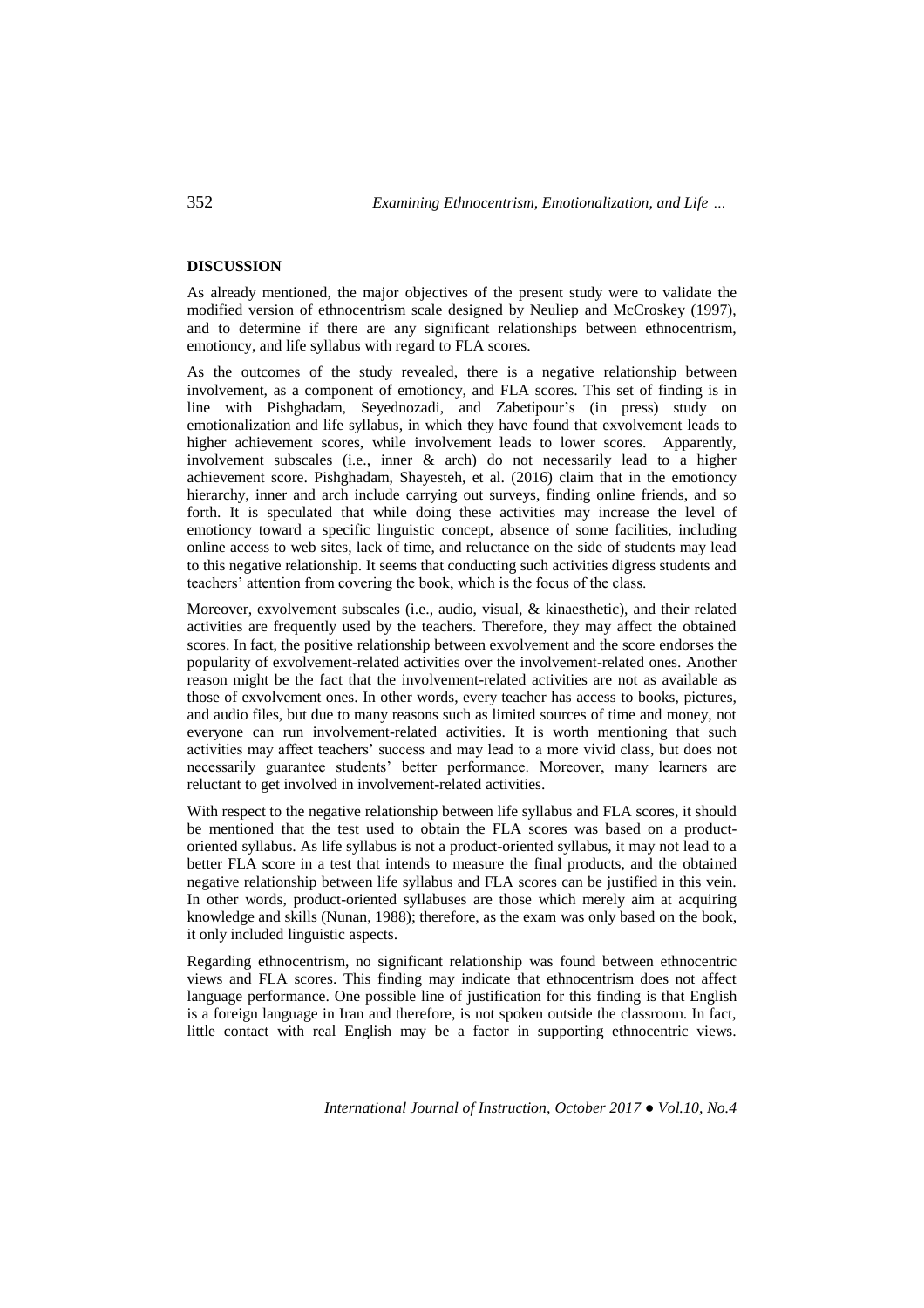## DISCUSSION

As already mentioned, the major objectives of the present study were to validate the modified version of ethnocentrism scale designed by Neuliep and McCroskey (1997), and to determine if there are any significant relationships between ethnocentrism, emotioncy, and life syllabus with regard to FLA scores.

As the outcomes of the study revealed, there is a negative relationship between involvement, as a component of emotioncy, and FLA scores. This set of finding is in line with Pishghadam, Seyednozadi, and Zabetipour's (in press) study on emotionalization and life syllabus, in which they have found that exvolvement leads to higher achievement scores, while involvement leads to lower scores. Apparently, involvement subscales (i.e., inner & arch) do not necessarily lead to a higher achievement score. Pishghadam, Shayesteh, et al. (2016) claim that in the emotioncy hierarchy, inner and arch include carrying out surveys, finding online friends, and so forth. It is speculated that while doing these activities may increase the level of emotioncy toward a specific linguistic concept, absence of some facilities, including online access to web sites, lack of time, and reluctance on the side of students may lead to this negative relationship. It seems that conducting such activities digress students and teachers' attention from covering the book, which is the focus of the class.

Moreover, exvolvement subscales (i.e., audio, visual, & kinaesthetic), and their related activities are frequently used by the teachers. Therefore, they may affect the obtained scores. In fact, the positive relationship between exvolvement and the score endorses the popularity of exvolvement-related activities over the involvement-related ones. Another reason might be the fact that the involvement-related activities are not as available as those of exvolvement ones. In other words, every teacher has access to books, pictures, and audio files, but due to many reasons such as limited sources of time and money, not everyone can run involvement-related activities. It is worth mentioning that such activities may affect teachers' success and may lead to a more vivid class, but does not necessarily guarantee students' better performance. Moreover, many learners are reluctant to get involved in involvement-related activities.

With respect to the negative relationship between life syllabus and FLA scores, it should be mentioned that the test used to obtain the FLA scores was based on a product-oriented syllabus. As life syllabus is not a product-oriented syllabus, it may not lead to a better FLA score in a test that intends to measure the final products, and the obtained negative relationship between life syllabus and FLA scores can be justified in this vein. In other words, product-oriented syllabuses are those which merely aim at acquiring knowledge and skills (Nunan, 1988); therefore, as the exam was only based on the book, it only included linguistic aspects.

Regarding ethnocentrism, no significant relationship was found between ethnocentric views and FLA scores. This finding may indicate that ethnocentrism does not affect language performance. One possible line of justification for this finding is that English is a foreign language in Iran and therefore, is not spoken outside the classroom. In fact, little contact with real English may be a factor in supporting ethnocentric views.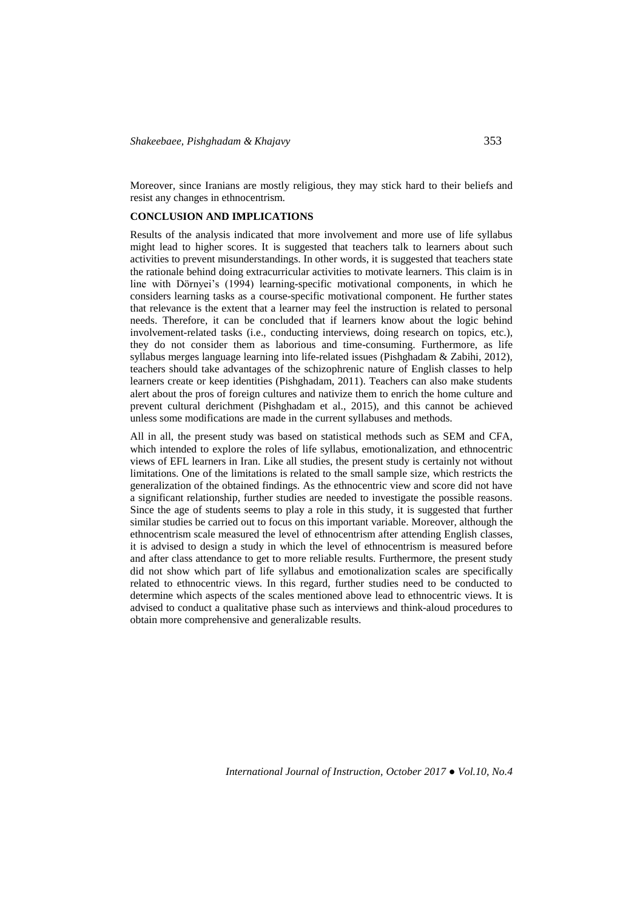Moreover, since Iranians are mostly religious, they may stick hard to their beliefs and resist any changes in ethnocentrism.

## CONCLUSION AND IMPLICATIONS

Results of the analysis indicated that more involvement and more use of life syllabus might lead to higher scores. It is suggested that teachers talk to learners about such activities to prevent misunderstandings. In other words, it is suggested that teachers state the rationale behind doing extracurricular activities to motivate learners. This claim is in line with Dörnyei's (1994) learning-specific motivational components, in which he considers learning tasks as a course-specific motivational component. He further states that relevance is the extent that a learner may feel the instruction is related to personal needs. Therefore, it can be concluded that if learners know about the logic behind involvement-related tasks (i.e., conducting interviews, doing research on topics, etc.), they do not consider them as laborious and time-consuming. Furthermore, as life syllabus merges language learning into life-related issues (Pishghadam & Zabihi, 2012), teachers should take advantages of the schizophrenic nature of English classes to help learners create or keep identities (Pishghadam, 2011). Teachers can also make students alert about the pros of foreign cultures and nativize them to enrich the home culture and prevent cultural derichment (Pishghadam et al., 2015), and this cannot be achieved unless some modifications are made in the current syllabuses and methods.

All in all, the present study was based on statistical methods such as SEM and CFA, which intended to explore the roles of life syllabus, emotionalization, and ethnocentric views of EFL learners in Iran. Like all studies, the present study is certainly not without limitations. One of the limitations is related to the small sample size, which restricts the generalization of the obtained findings. As the ethnocentric view and score did not have a significant relationship, further studies are needed to investigate the possible reasons. Since the age of students seems to play a role in this study, it is suggested that further similar studies be carried out to focus on this important variable. Moreover, although the ethnocentrism scale measured the level of ethnocentrism after attending English classes, it is advised to design a study in which the level of ethnocentrism is measured before and after class attendance to get to more reliable results. Furthermore, the present study did not show which part of life syllabus and emotionalization scales are specifically related to ethnocentric views. In this regard, further studies need to be conducted to determine which aspects of the scales mentioned above lead to ethnocentric views. It is advised to conduct a qualitative phase such as interviews and think-aloud procedures to obtain more comprehensive and generalizable results.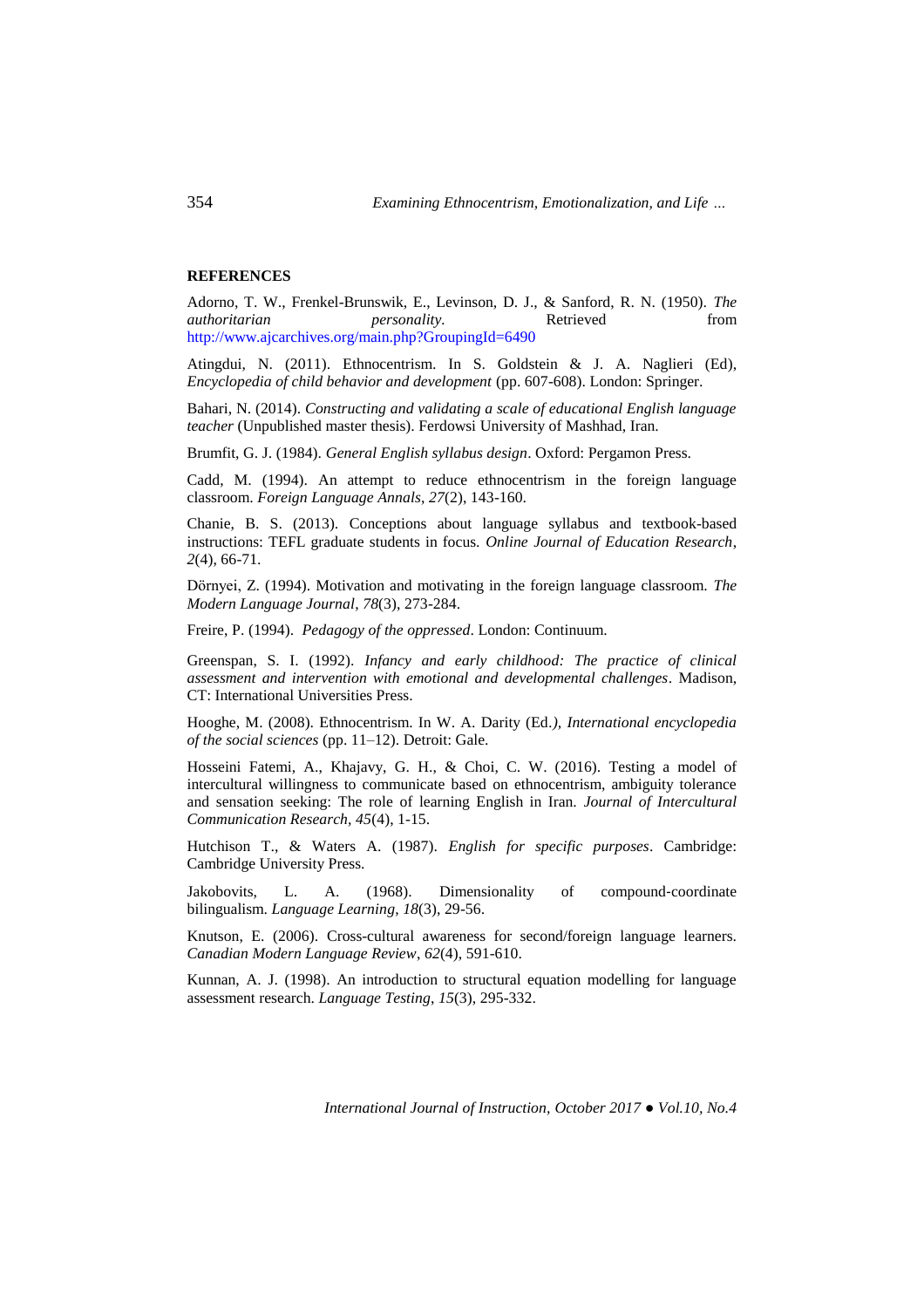**REFERENCES**

Adorno, T. W., Frenkel-Brunswik, E., Levinson, D. J., & Sanford, R. N. (1950). *The authoritarian personality.* Retrieved from http://www.ajcarchives.org/main.php?GroupingId=6490

Atingdui, N. (2011). Ethnocentrism. In S. Goldstein & J. A. Naglieri (Ed), *Encyclopedia of child behavior and development* (pp. 607-608). London: Springer.

Bahari, N. (2014). *Constructing and validating a scale of educational English language teacher* (Unpublished master thesis). Ferdowsi University of Mashhad, Iran.

Brumfit, G. J. (1984). *General English syllabus design*. Oxford: Pergamon Press.

Cadd, M. (1994). An attempt to reduce ethnocentrism in the foreign language classroom. *Foreign Language Annals*, *27*(2), 143-160.

Chanie, B. S. (2013). Conceptions about language syllabus and textbook-based instructions: TEFL graduate students in focus. *Online Journal of Education Research*, *2*(4), 66-71.

Dörnyei, Z. (1994). Motivation and motivating in the foreign language classroom. *The Modern Language Journal*, *78*(3), 273-284.

Freire, P. (1994). *Pedagogy of the oppressed*. London: Continuum.

Greenspan, S. I. (1992). *Infancy and early childhood: The practice of clinical assessment and intervention with emotional and developmental challenges*. Madison, CT: International Universities Press.

Hooghe, M. (2008). Ethnocentrism. In W. A. Darity (Ed.*), International encyclopedia of the social sciences* (pp. 11–12). Detroit: Gale.

Hosseini Fatemi, A., Khajavy, G. H., & Choi, C. W. (2016). Testing a model of intercultural willingness to communicate based on ethnocentrism, ambiguity tolerance and sensation seeking: The role of learning English in Iran. *Journal of Intercultural Communication Research, 45*(4), 1-15.

Hutchison T., & Waters A. (1987). *English for specific purposes*. Cambridge: Cambridge University Press.

Jakobovits, L. A. (1968). Dimensionality of compound-coordinate bilingualism. *Language Learning*, *18*(3), 29-56.

Knutson, E. (2006). Cross-cultural awareness for second/foreign language learners. *Canadian Modern Language Review*, *62*(4), 591-610.

Kunnan, A. J. (1998). An introduction to structural equation modelling for language assessment research. *Language Testing*, *15*(3), 295-332.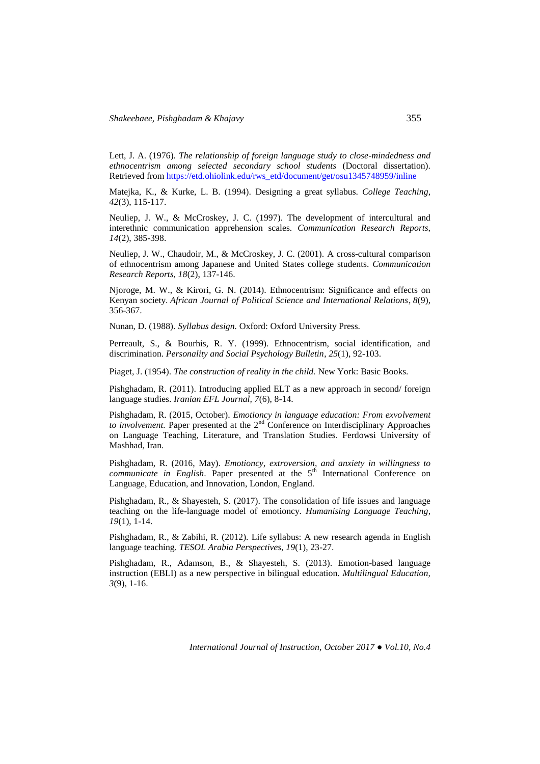Lett, J. A. (1976). *The relationship of foreign language study to close-mindedness and ethnocentrism among selected secondary school students* (Doctoral dissertation). Retrieved from https://etd.ohiolink.edu/rws_etd/document/get/osu1345748959/inline

Matejka, K., & Kurke, L. B. (1994). Designing a great syllabus. *College Teaching*, *42*(3), 115-117.

Neuliep, J. W., & McCroskey, J. C. (1997). The development of intercultural and interethnic communication apprehension scales. *Communication Research Reports, 14*(2), 385-398.

Neuliep, J. W., Chaudoir, M., & McCroskey, J. C. (2001). A cross-cultural comparison of ethnocentrism among Japanese and United States college students. *Communication Research Reports, 18*(2), 137-146.

Njoroge, M. W., & Kirori, G. N. (2014). Ethnocentrism: Significance and effects on Kenyan society. *African Journal of Political Science and International Relations*, *8*(9), 356-367.

Nunan, D. (1988). *Syllabus design.* Oxford: Oxford University Press.

Perreault, S., & Bourhis, R. Y. (1999). Ethnocentrism, social identification, and discrimination. *Personality and Social Psychology Bulletin*, *25*(1), 92-103.

Piaget, J. (1954). *The construction of reality in the child.* New York: Basic Books.

Pishghadam, R. (2011). Introducing applied ELT as a new approach in second/ foreign language studies. *Iranian EFL Journal, 7*(6), 8-14.

Pishghadam, R. (2015, October). *Emotioncy in language education: From exvolvement to involvement.* Paper presented at the 2nd Conference on Interdisciplinary Approaches on Language Teaching, Literature, and Translation Studies. Ferdowsi University of Mashhad, Iran.

Pishghadam, R. (2016, May). *Emotioncy, extroversion, and anxiety in willingness to communicate in English*. Paper presented at the 5th International Conference on Language, Education, and Innovation, London, England.

Pishghadam, R., & Shayesteh, S. (2017). The consolidation of life issues and language teaching on the life-language model of emotioncy. *Humanising Language Teaching*, *19*(1), 1-14.

Pishghadam, R., & Zabihi, R. (2012). Life syllabus: A new research agenda in English language teaching. *TESOL Arabia Perspectives*, *19*(1), 23-27.

Pishghadam, R., Adamson, B., & Shayesteh, S. (2013). Emotion-based language instruction (EBLI) as a new perspective in bilingual education. *Multilingual Education, 3*(9), 1-16.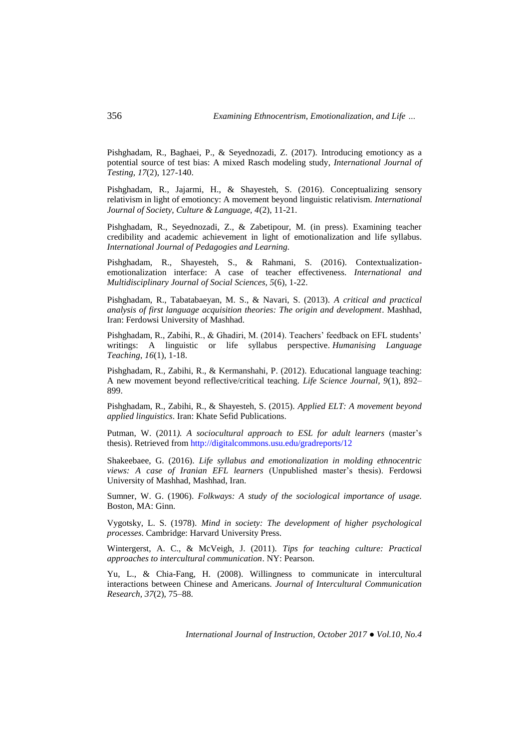Pishghadam, R., Baghaei, P., & Seyednozadi, Z. (2017). Introducing emotioncy as a potential source of test bias: A mixed Rasch modeling study, *International Journal of Testing, 17*(2), 127-140.

Pishghadam, R., Jajarmi, H., & Shayesteh, S. (2016). Conceptualizing sensory relativism in light of emotioncy: A movement beyond linguistic relativism. *International Journal of Society, Culture & Language, 4*(2), 11-21.

Pishghadam, R., Seyednozadi, Z., & Zabetipour, M. (in press). Examining teacher credibility and academic achievement in light of emotionalization and life syllabus. *International Journal of Pedagogies and Learning.*

Pishghadam, R., Shayesteh, S., & Rahmani, S. (2016). Contextualization-emotionalization interface: A case of teacher effectiveness. *International and Multidisciplinary Journal of Social Sciences, 5*(6), 1-22.

Pishghadam, R., Tabatabaeyan, M. S., & Navari, S. (2013). *A critical and practical analysis of first language acquisition theories: The origin and development*. Mashhad, Iran: Ferdowsi University of Mashhad.

Pishghadam, R., Zabihi, R., & Ghadiri, M. (2014). Teachers' feedback on EFL students' writings: A linguistic or life syllabus perspective. *Humanising Language Teaching*, *16*(1), 1-18.

Pishghadam, R., Zabihi, R., & Kermanshahi, P. (2012). Educational language teaching: A new movement beyond reflective/critical teaching. *Life Science Journal, 9*(1), 892–899.

Pishghadam, R., Zabihi, R., & Shayesteh, S. (2015). *Applied ELT: A movement beyond applied linguistics*. Iran: Khate Sefid Publications.

Putman, W. (2011*). A sociocultural approach to ESL for adult learners* (master's thesis). Retrieved from http://digitalcommons.usu.edu/gradreports/12

Shakeebaee, G. (2016). *Life syllabus and emotionalization in molding ethnocentric views: A case of Iranian EFL learners* (Unpublished master's thesis). Ferdowsi University of Mashhad, Mashhad, Iran.

Sumner, W. G. (1906). *Folkways: A study of the sociological importance of usage.* Boston, MA: Ginn.

Vygotsky, L. S. (1978). *Mind in society: The development of higher psychological processes.* Cambridge: Harvard University Press.

Wintergerst, A. C., & McVeigh, J. (2011). *Tips for teaching culture: Practical approaches to intercultural communication*. NY: Pearson.

Yu, L., & Chia-Fang, H. (2008). Willingness to communicate in intercultural interactions between Chinese and Americans. *Journal of Intercultural Communication Research, 37*(2), 75–88.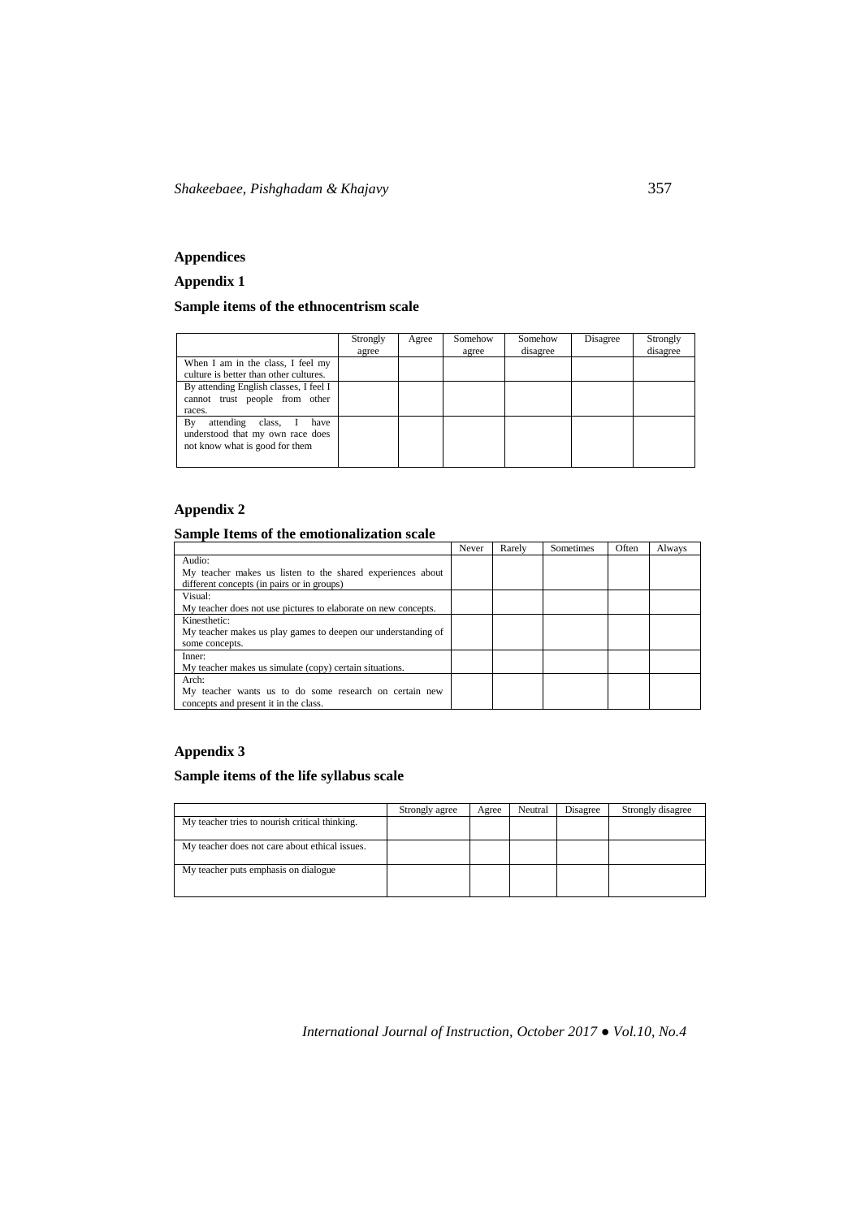## Appendices

### Appendix 1

**Sample items of the ethnocentrism scale**

| | Strongly agree | Agree | Somehow agree | Somehow disagree | Disagree | Strongly disagree |
|---|---|---|---|---|---|---|
| When I am in the class, I feel my culture is better than other cultures. | | | | | | |
| By attending English classes, I feel I cannot trust people from other races. | | | | | | |
| By attending class, I have understood that my own race does not know what is good for them | | | | | | |

### Appendix 2

**Sample Items of the emotionalization scale**

| | Never | Rarely | Sometimes | Often | Always |
|---|---|---|---|---|---|
| Audio: My teacher makes us listen to the shared experiences about different concepts (in pairs or in groups) | | | | | |
| Visual: My teacher does not use pictures to elaborate on new concepts. | | | | | |
| Kinesthetic: My teacher makes us play games to deepen our understanding of some concepts. | | | | | |
| Inner: My teacher makes us simulate (copy) certain situations. | | | | | |
| Arch: My teacher wants us to do some research on certain new concepts and present it in the class. | | | | | |

### Appendix 3

**Sample items of the life syllabus scale**

| | Strongly agree | Agree | Neutral | Disagree | Strongly disagree |
|---|---|---|---|---|---|
| My teacher tries to nourish critical thinking. | | | | | |
| My teacher does not care about ethical issues. | | | | | |
| My teacher puts emphasis on dialogue | | | | | |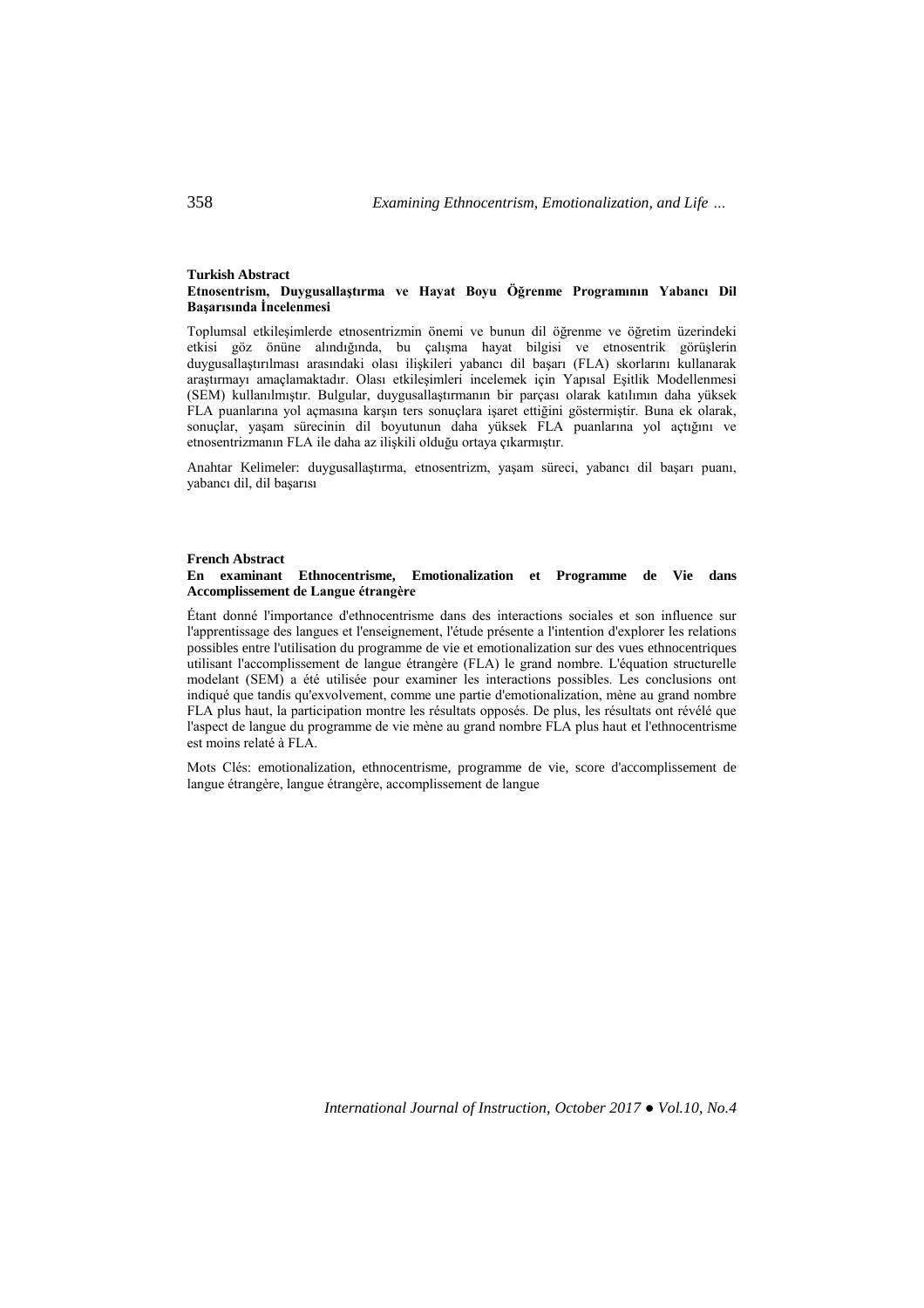**Turkish Abstract**

**Etnosentrism, Duygusallaştırma ve Hayat Boyu Öğrenme Programının Yabancı Dil Başarısında İncelenmesi**

Toplumsal etkileşimlerde etnosentrizmin önemi ve bunun dil öğrenme ve öğretim üzerindeki etkisi göz önüne alındığında, bu çalışma hayat bilgisi ve etnosentrik görüşlerin duygusallaştırılması arasındaki olası ilişkileri yabancı dil başarı (FLA) skorlarını kullanarak araştırmayı amaçlamaktadır. Olası etkileşimleri incelemek için Yapısal Eşitlik Modellenmesi (SEM) kullanılmıştır. Bulgular, duygusallaştırmanın bir parçası olarak katılımın daha yüksek FLA puanlarına yol açmasına karşın ters sonuçlara işaret ettiğini göstermiştir. Buna ek olarak, sonuçlar, yaşam sürecinin dil boyutunun daha yüksek FLA puanlarına yol açtığını ve etnosentrizmanın FLA ile daha az ilişkili olduğu ortaya çıkarmıştır.

Anahtar Kelimeler: duygusallaştırma, etnosentrizm, yaşam süreci, yabancı dil başarı puanı, yabancı dil, dil başarısı

**French Abstract**

**En examinant Ethnocentrisme, Emotionalization et Programme de Vie dans Accomplissement de Langue étrangère**

Étant donné l'importance d'ethnocentrisme dans des interactions sociales et son influence sur l'apprentissage des langues et l'enseignement, l'étude présente a l'intention d'explorer les relations possibles entre l'utilisation du programme de vie et emotionalization sur des vues ethnocentriques utilisant l'accomplissement de langue étrangère (FLA) le grand nombre. L'équation structurelle modelant (SEM) a été utilisée pour examiner les interactions possibles. Les conclusions ont indiqué que tandis qu'exvolvement, comme une partie d'emotionalization, mène au grand nombre FLA plus haut, la participation montre les résultats opposés. De plus, les résultats ont révélé que l'aspect de langue du programme de vie mène au grand nombre FLA plus haut et l'ethnocentrisme est moins relaté à FLA.

Mots Clés: emotionalization, ethnocentrisme, programme de vie, score d'accomplissement de langue étrangère, langue étrangère, accomplissement de langue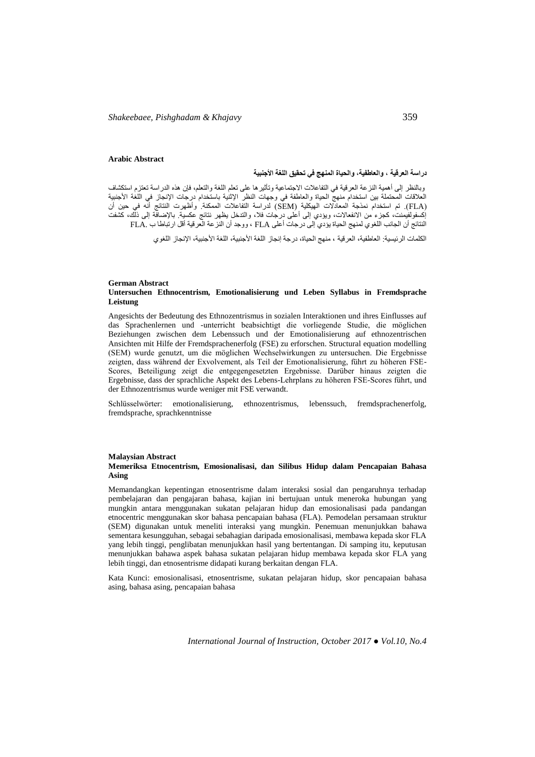**Arabic Abstract**

**دراسة العرقية ، والعاطفية، والحياة المنهج في تحقيق اللغة الأجنبية**

وبالنظر إلى أهمية النزعة العرقية في التفاعلات الاجتماعية وتأثيرها على تعلم اللغة والتعلم، فإن هذه الدراسة تعتزم استكشاف العلاقات المحتملة بين استخدام منهج الحياة والعاطفة في وجهات النظر الإثنية باستخدام درجات الإنجاز في اللغة الأجنبية (FLA). تم استخدام نمذجة المعادلات الهيكلية (SEM) لدراسة التفاعلات الممكنة. وأظهرت النتائج أنه في حين أن إكسفولفيمنت، كجزء من الانفعالات، ويؤدي إلى أعلى درجات فلا، والتدخل يظهر نتائج عكسية. بالإضافة إلى ذلك، كشفت النتائج أن الجانب اللغوي لمنهج الحياة يؤدي إلى درجات أعلى FLA ، ووجد أن النزعة العرقية أقل ارتباطا ب FLA.

الكلمات الرئيسية: العاطفية، العرقية ، منهج الحياة، درجة إنجاز اللغة الأجنبية، اللغة الأجنبية، الإنجاز اللغوي

**German Abstract**

**Untersuchen Ethnocentrism, Emotionalisierung und Leben Syllabus in Fremdsprache Leistung**

Angesichts der Bedeutung des Ethnozentrismus in sozialen Interaktionen und ihres Einflusses auf das Sprachenlernen und -unterricht beabsichtigt die vorliegende Studie, die möglichen Beziehungen zwischen dem Lebenssuch und der Emotionalisierung auf ethnozentrischen Ansichten mit Hilfe der Fremdsprachenerfolg (FSE) zu erforschen. Structural equation modelling (SEM) wurde genutzt, um die möglichen Wechselwirkungen zu untersuchen. Die Ergebnisse zeigten, dass während der Exvolvement, als Teil der Emotionalisierung, führt zu höheren FSE-Scores, Beteiligung zeigt die entgegengesetzten Ergebnisse. Darüber hinaus zeigten die Ergebnisse, dass der sprachliche Aspekt des Lebens-Lehrplans zu höheren FSE-Scores führt, und der Ethnozentrismus wurde weniger mit FSE verwandt.

Schlüsselwörter: emotionalisierung, ethnozentrismus, lebenssuch, fremdsprachenerfolg, fremdsprache, sprachkenntnisse

**Malaysian Abstract**

**Memeriksa Etnocentrism, Emosionalisasi, dan Silibus Hidup dalam Pencapaian Bahasa Asing**

Memandangkan kepentingan etnosentrisme dalam interaksi sosial dan pengaruhnya terhadap pembelajaran dan pengajaran bahasa, kajian ini bertujuan untuk meneroka hubungan yang mungkin antara menggunakan sukatan pelajaran hidup dan emosionalisasi pada pandangan etnocentric menggunakan skor bahasa pencapaian bahasa (FLA). Pemodelan persamaan struktur (SEM) digunakan untuk meneliti interaksi yang mungkin. Penemuan menunjukkan bahawa sementara kesungguhan, sebagai sebahagian daripada emosionalisasi, membawa kepada skor FLA yang lebih tinggi, penglibatan menunjukkan hasil yang bertentangan. Di samping itu, keputusan menunjukkan bahawa aspek bahasa sukatan pelajaran hidup membawa kepada skor FLA yang lebih tinggi, dan etnosentrisme didapati kurang berkaitan dengan FLA.

Kata Kunci: emosionalisasi, etnosentrisme, sukatan pelajaran hidup, skor pencapaian bahasa asing, bahasa asing, pencapaian bahasa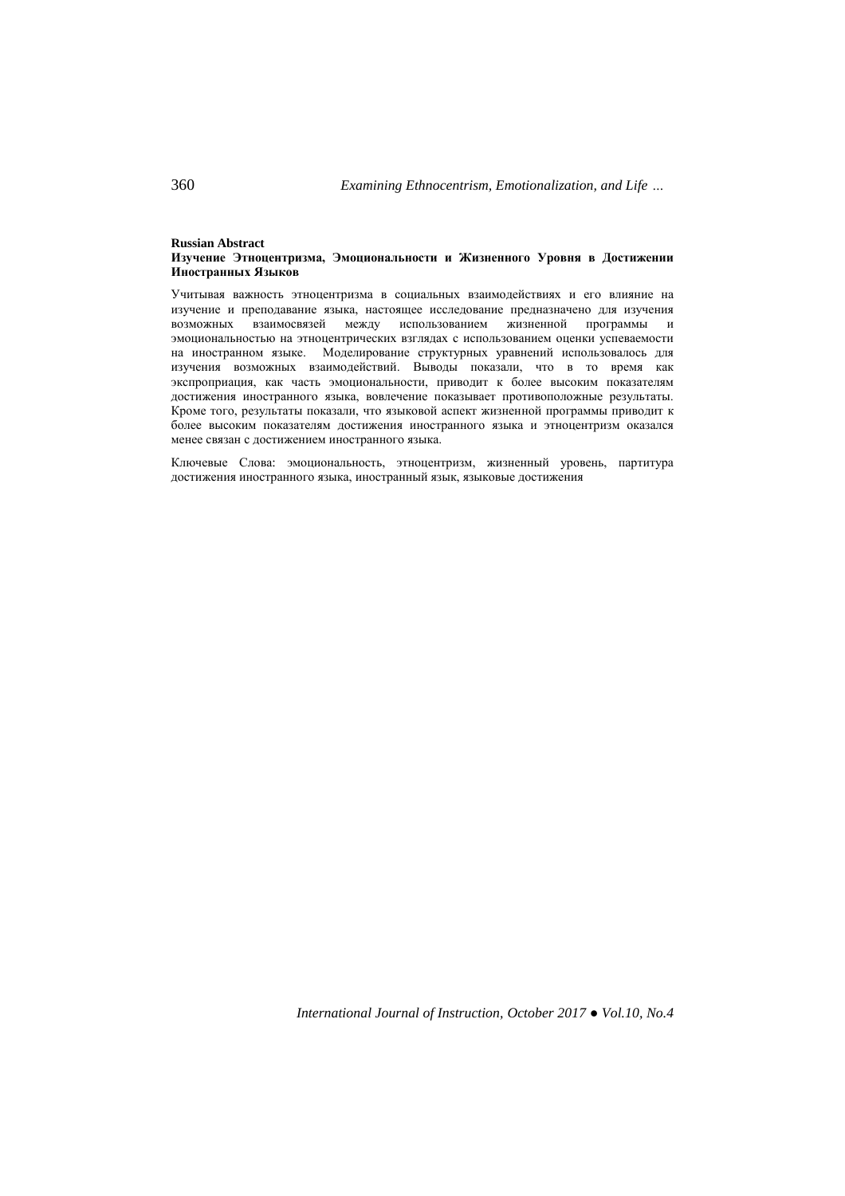**Russian Abstract**

**Изучение Этноцентризма, Эмоциональности и Жизненного Уровня в Достижении Иностранных Языков**

Учитывая важность этноцентризма в социальных взаимодействиях и его влияние на изучение и преподавание языка, настоящее исследование предназначено для изучения возможных взаимосвязей между использованием жизненной программы и эмоциональностью на этноцентрических взглядах с использованием оценки успеваемости на иностранном языке. Моделирование структурных уравнений использовалось для изучения возможных взаимодействий. Выводы показали, что в то время как экспроприация, как часть эмоциональности, приводит к более высоким показателям достижения иностранного языка, вовлечение показывает противоположные результаты. Кроме того, результаты показали, что языковой аспект жизненной программы приводит к более высоким показателям достижения иностранного языка и этноцентризм оказался менее связан с достижением иностранного языка.

Ключевые Слова: эмоциональность, этноцентризм, жизненный уровень, партитура достижения иностранного языка, иностранный язык, языковые достижения